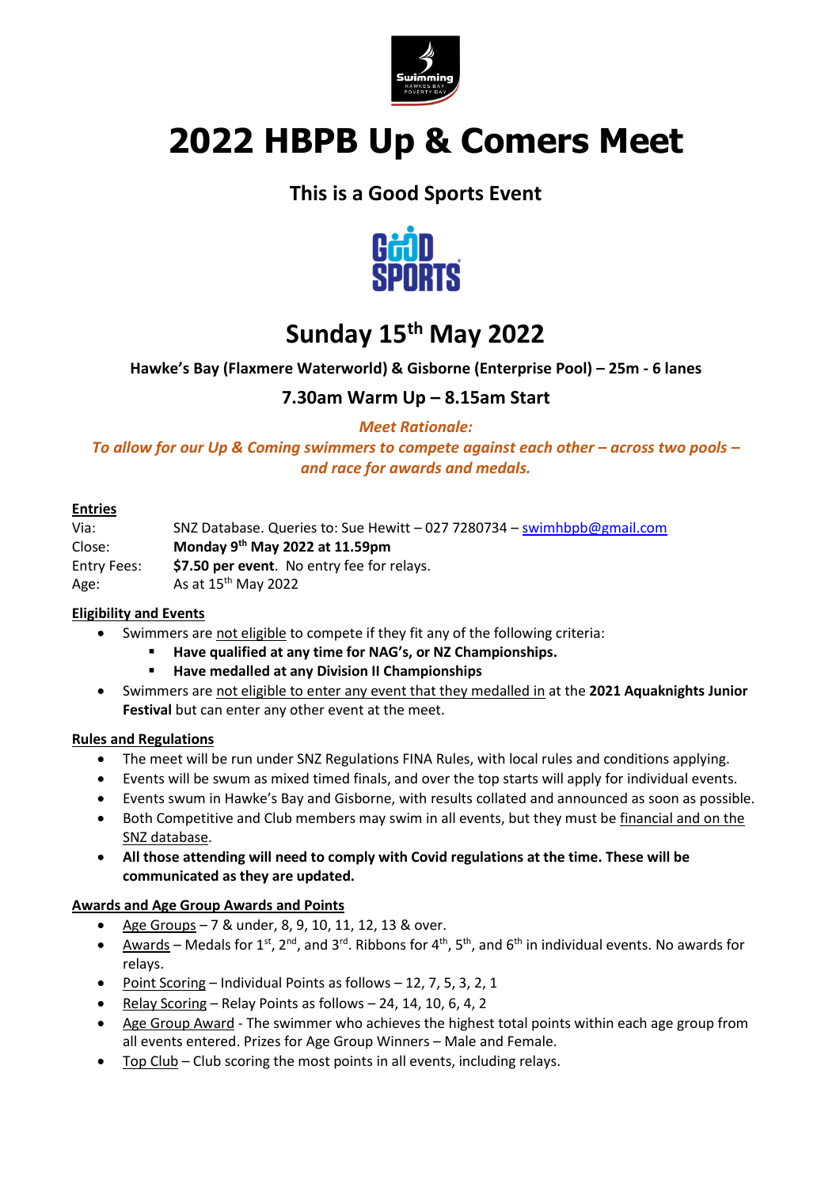# 2022 HBPB Up & Comers Meet

## This is a Good Sports Event

## Sunday 15th May 2022

**Hawke's Bay (Flaxmere Waterworld) & Gisborne (Enterprise Pool) – 25m - 6 lanes**

### 7.30am Warm Up – 8.15am Start

***Meet Rationale:***

***To allow for our Up & Coming swimmers to compete against each other – across two pools – and race for awards and medals.***

**Entries**

| | |
|---|---|
| Via: | SNZ Database. Queries to: Sue Hewitt – 027 7280734 – swimhbpb@gmail.com |
| Close: | **Monday 9th May 2022 at 11.59pm** |
| Entry Fees: | **$7.50 per event**. No entry fee for relays. |
| Age: | As at 15th May 2022 |

**Eligibility and Events**

- Swimmers are not eligible to compete if they fit any of the following criteria:
    - **Have qualified at any time for NAG's, or NZ Championships.**
    - **Have medalled at any Division II Championships**
- Swimmers are not eligible to enter any event that they medalled in at the **2021 Aquaknights Junior Festival** but can enter any other event at the meet.

**Rules and Regulations**

- The meet will be run under SNZ Regulations FINA Rules, with local rules and conditions applying.
- Events will be swum as mixed timed finals, and over the top starts will apply for individual events.
- Events swum in Hawke's Bay and Gisborne, with results collated and announced as soon as possible.
- Both Competitive and Club members may swim in all events, but they must be financial and on the SNZ database.
- **All those attending will need to comply with Covid regulations at the time. These will be communicated as they are updated.**

**Awards and Age Group Awards and Points**

- Age Groups – 7 & under, 8, 9, 10, 11, 12, 13 & over.
- Awards – Medals for 1st, 2nd, and 3rd. Ribbons for 4th, 5th, and 6th in individual events. No awards for relays.
- Point Scoring – Individual Points as follows – 12, 7, 5, 3, 2, 1
- Relay Scoring – Relay Points as follows – 24, 14, 10, 6, 4, 2
- Age Group Award - The swimmer who achieves the highest total points within each age group from all events entered. Prizes for Age Group Winners – Male and Female.
- Top Club – Club scoring the most points in all events, including relays.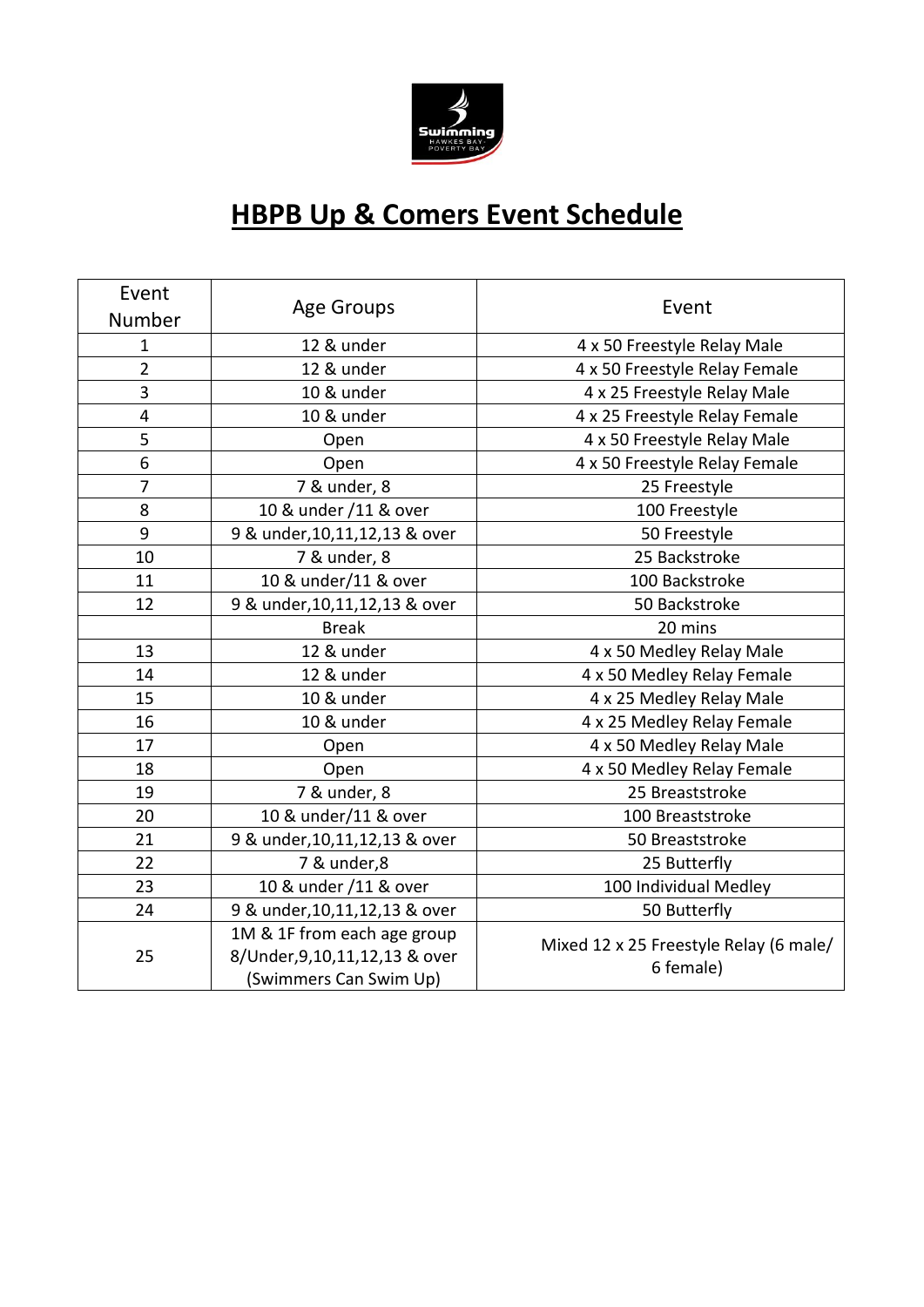# HBPB Up & Comers Event Schedule

| Event Number | Age Groups | Event |
|---|---|---|
| 1 | 12 & under | 4 x 50 Freestyle Relay Male |
| 2 | 12 & under | 4 x 50 Freestyle Relay Female |
| 3 | 10 & under | 4 x 25 Freestyle Relay Male |
| 4 | 10 & under | 4 x 25 Freestyle Relay Female |
| 5 | Open | 4 x 50 Freestyle Relay Male |
| 6 | Open | 4 x 50 Freestyle Relay Female |
| 7 | 7 & under, 8 | 25 Freestyle |
| 8 | 10 & under /11 & over | 100 Freestyle |
| 9 | 9 & under,10,11,12,13 & over | 50 Freestyle |
| 10 | 7 & under, 8 | 25 Backstroke |
| 11 | 10 & under/11 & over | 100 Backstroke |
| 12 | 9 & under,10,11,12,13 & over | 50 Backstroke |
| | Break | 20 mins |
| 13 | 12 & under | 4 x 50 Medley Relay Male |
| 14 | 12 & under | 4 x 50 Medley Relay Female |
| 15 | 10 & under | 4 x 25 Medley Relay Male |
| 16 | 10 & under | 4 x 25 Medley Relay Female |
| 17 | Open | 4 x 50 Medley Relay Male |
| 18 | Open | 4 x 50 Medley Relay Female |
| 19 | 7 & under, 8 | 25 Breaststroke |
| 20 | 10 & under/11 & over | 100 Breaststroke |
| 21 | 9 & under,10,11,12,13 & over | 50 Breaststroke |
| 22 | 7 & under,8 | 25 Butterfly |
| 23 | 10 & under /11 & over | 100 Individual Medley |
| 24 | 9 & under,10,11,12,13 & over | 50 Butterfly |
| 25 | 1M & 1F from each age group 8/Under,9,10,11,12,13 & over (Swimmers Can Swim Up) | Mixed 12 x 25 Freestyle Relay (6 male/ 6 female) |